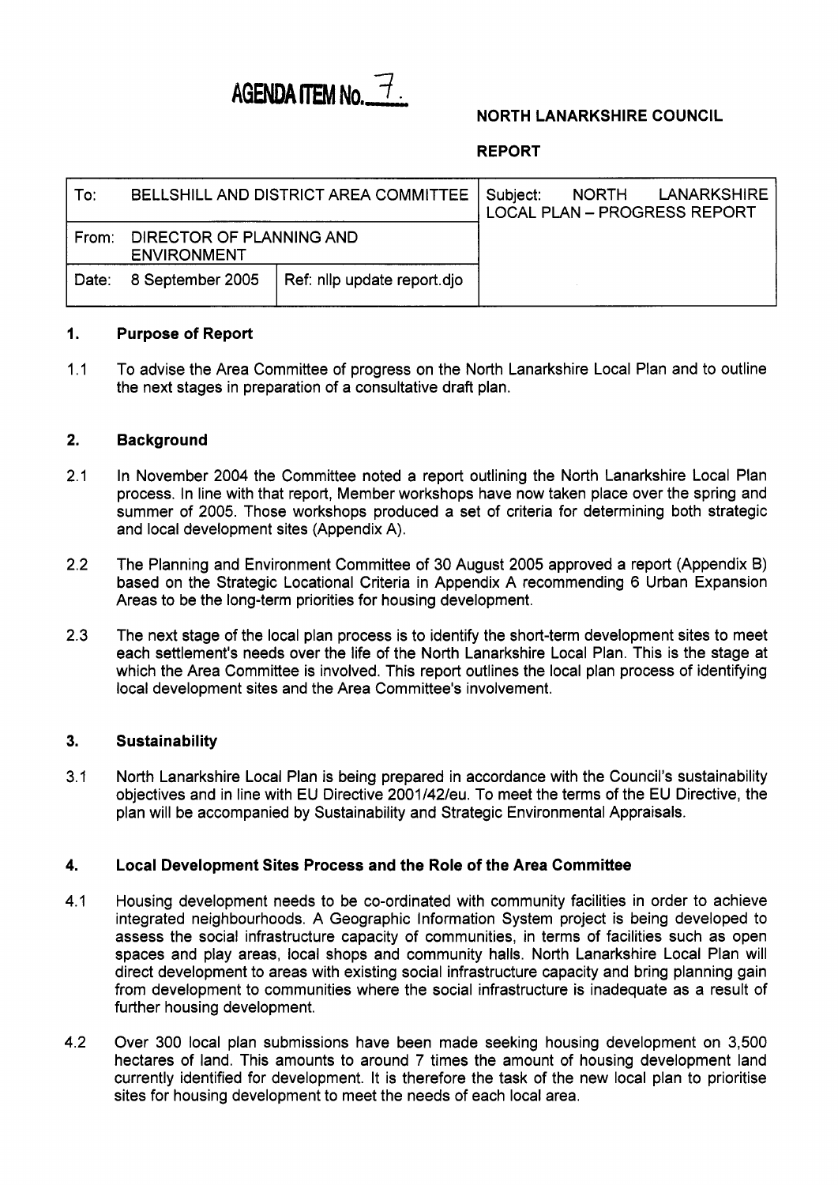# AGENDA ITEM No. 7.

**NORTH LANARKSHIRE COUNCIL**

**REPORT**

| To: BELLSHILL AND DISTRICT AREA COMMITTEE | | Subject: NORTH LANARKSHIRE LOCAL PLAN – PROGRESS REPORT |
|---|---|---|
| From: DIRECTOR OF PLANNING AND ENVIRONMENT | | |
| Date: 8 September 2005 | Ref: nllp update report.djo | |

## 1. Purpose of Report

1.1 To advise the Area Committee of progress on the North Lanarkshire Local Plan and to outline the next stages in preparation of a consultative draft plan.

## 2. Background

2.1 In November 2004 the Committee noted a report outlining the North Lanarkshire Local Plan process. In line with that report, Member workshops have now taken place over the spring and summer of 2005. Those workshops produced a set of criteria for determining both strategic and local development sites (Appendix A).

2.2 The Planning and Environment Committee of 30 August 2005 approved a report (Appendix B) based on the Strategic Locational Criteria in Appendix A recommending 6 Urban Expansion Areas to be the long-term priorities for housing development.

2.3 The next stage of the local plan process is to identify the short-term development sites to meet each settlement's needs over the life of the North Lanarkshire Local Plan. This is the stage at which the Area Committee is involved. This report outlines the local plan process of identifying local development sites and the Area Committee's involvement.

## 3. Sustainability

3.1 North Lanarkshire Local Plan is being prepared in accordance with the Council's sustainability objectives and in line with EU Directive 2001/42/eu. To meet the terms of the EU Directive, the plan will be accompanied by Sustainability and Strategic Environmental Appraisals.

## 4. Local Development Sites Process and the Role of the Area Committee

4.1 Housing development needs to be co-ordinated with community facilities in order to achieve integrated neighbourhoods. A Geographic Information System project is being developed to assess the social infrastructure capacity of communities, in terms of facilities such as open spaces and play areas, local shops and community halls. North Lanarkshire Local Plan will direct development to areas with existing social infrastructure capacity and bring planning gain from development to communities where the social infrastructure is inadequate as a result of further housing development.

4.2 Over 300 local plan submissions have been made seeking housing development on 3,500 hectares of land. This amounts to around 7 times the amount of housing development land currently identified for development. It is therefore the task of the new local plan to prioritise sites for housing development to meet the needs of each local area.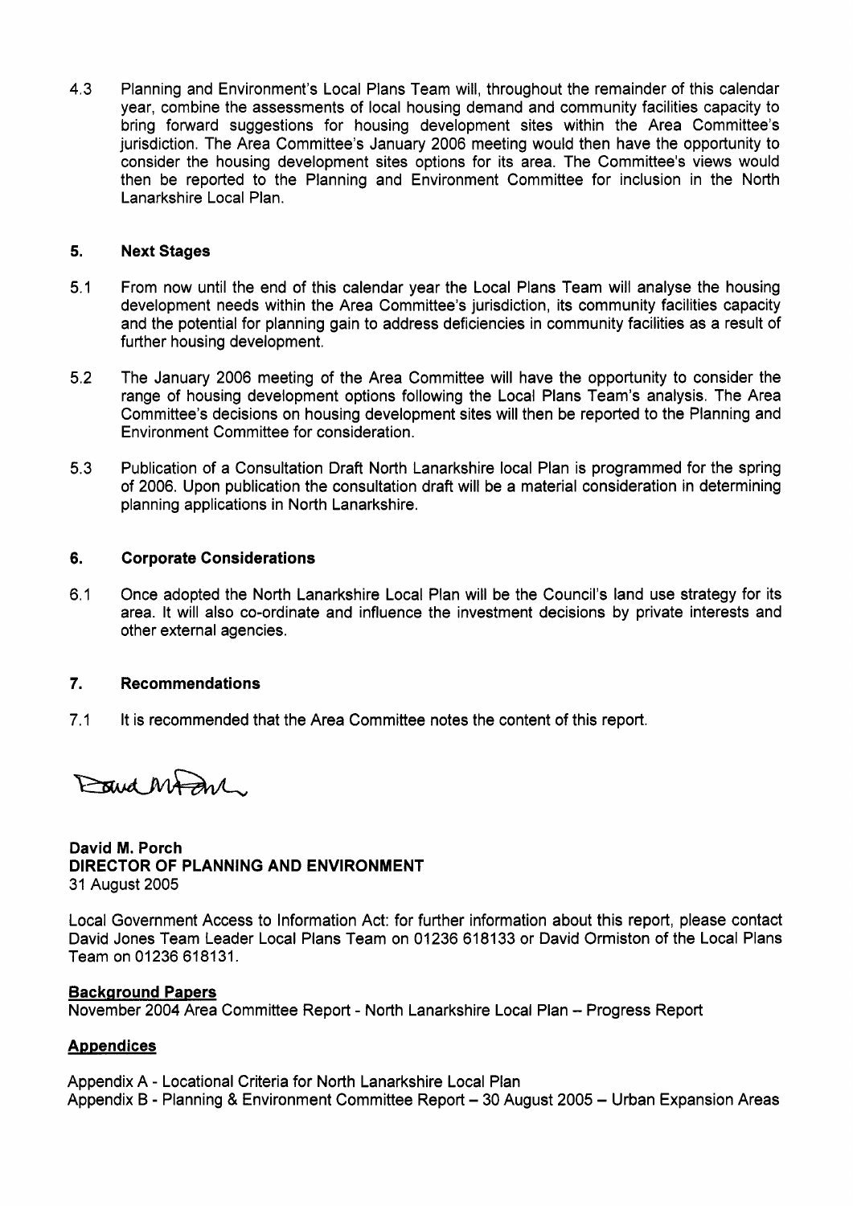4.3 Planning and Environment's Local Plans Team will, throughout the remainder of this calendar year, combine the assessments of local housing demand and community facilities capacity to bring forward suggestions for housing development sites within the Area Committee's jurisdiction. The Area Committee's January 2006 meeting would then have the opportunity to consider the housing development sites options for its area. The Committee's views would then be reported to the Planning and Environment Committee for inclusion in the North Lanarkshire Local Plan.

## 5. Next Stages

5.1 From now until the end of this calendar year the Local Plans Team will analyse the housing development needs within the Area Committee's jurisdiction, its community facilities capacity and the potential for planning gain to address deficiencies in community facilities as a result of further housing development.

5.2 The January 2006 meeting of the Area Committee will have the opportunity to consider the range of housing development options following the Local Plans Team's analysis. The Area Committee's decisions on housing development sites will then be reported to the Planning and Environment Committee for consideration.

5.3 Publication of a Consultation Draft North Lanarkshire local Plan is programmed for the spring of 2006. Upon publication the consultation draft will be a material consideration in determining planning applications in North Lanarkshire.

## 6. Corporate Considerations

6.1 Once adopted the North Lanarkshire Local Plan will be the Council's land use strategy for its area. It will also co-ordinate and influence the investment decisions by private interests and other external agencies.

## 7. Recommendations

7.1 It is recommended that the Area Committee notes the content of this report.

**David M. Porch**
**DIRECTOR OF PLANNING AND ENVIRONMENT**
31 August 2005

Local Government Access to Information Act: for further information about this report, please contact David Jones Team Leader Local Plans Team on 01236 618133 or David Ormiston of the Local Plans Team on 01236 618131.

**Background Papers**
November 2004 Area Committee Report - North Lanarkshire Local Plan – Progress Report

**Appendices**

Appendix A - Locational Criteria for North Lanarkshire Local Plan
Appendix B - Planning & Environment Committee Report – 30 August 2005 – Urban Expansion Areas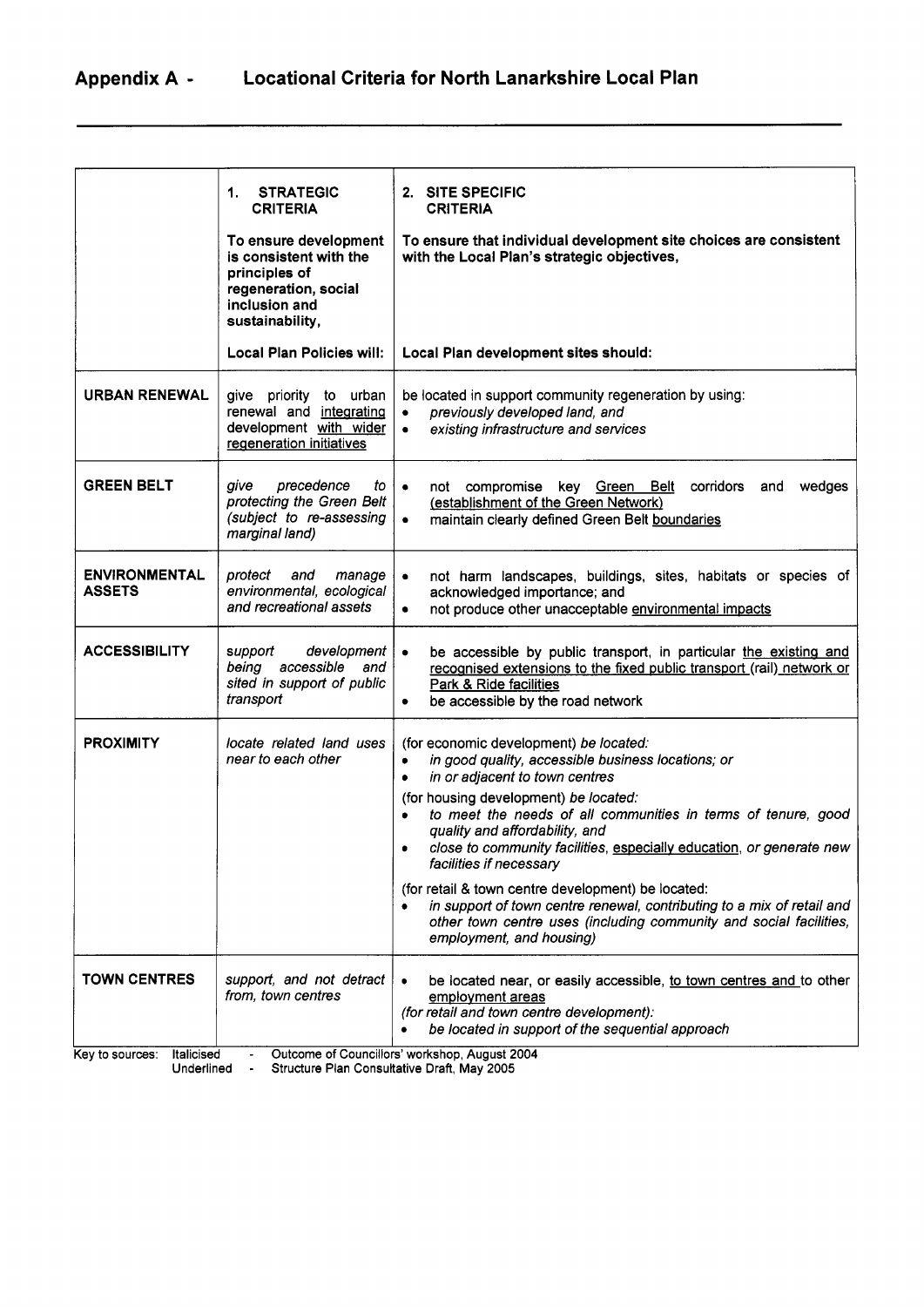# Appendix A - Locational Criteria for North Lanarkshire Local Plan

| | **1. STRATEGIC CRITERIA**<br><br>**To ensure development is consistent with the principles of regeneration, social inclusion and sustainability,**<br><br>**Local Plan Policies will:** | **2. SITE SPECIFIC CRITERIA**<br><br>**To ensure that individual development site choices are consistent with the Local Plan's strategic objectives,**<br><br>**Local Plan development sites should:** |
|---|---|---|
| **URBAN RENEWAL** | give priority to urban renewal and <u>integrating</u> development <u>with wider regeneration initiatives</u> | be located in support community regeneration by using:<br>• *previously developed land, and*<br>• *existing infrastructure and services* |
| **GREEN BELT** | *give precedence to protecting the Green Belt (subject to re-assessing marginal land)* | • not compromise key <u>Green Belt</u> corridors and wedges <u>(establishment of the Green Network)</u><br>• maintain clearly defined Green Belt <u>boundaries</u> |
| **ENVIRONMENTAL ASSETS** | *protect and manage environmental, ecological and recreational assets* | • not harm landscapes, buildings, sites, habitats or species of acknowledged importance; and<br>• not produce other unacceptable <u>environmental impacts</u> |
| **ACCESSIBILITY** | *support development being accessible and sited in support of public transport* | • be accessible by public transport, in particular <u>the existing and recognised extensions to the fixed public transport (rail) network or Park & Ride facilities</u><br>• be accessible by the road network |
| **PROXIMITY** | *locate related land uses near to each other* | (for economic development) *be located:*<br>• *in good quality, accessible business locations; or*<br>• *in or adjacent to town centres*<br><br>(for housing development) *be located:*<br>• *to meet the needs of all communities in terms of tenure, good quality and affordability, and*<br>• *close to community facilities, <u>especially education</u>, or generate new facilities if necessary*<br><br>(for retail & town centre development) be located:<br>• *in support of town centre renewal, contributing to a mix of retail and other town centre uses (including community and social facilities, employment, and housing)* |
| **TOWN CENTRES** | *support, and not detract from, town centres* | • be located near, or easily accessible, <u>to town centres and</u> to other <u>employment areas</u><br>*(for retail and town centre development):*<br>• *be located in support of the sequential approach* |

Key to sources: Italicised - Outcome of Councillors' workshop, August 2004
Underlined - Structure Plan Consultative Draft, May 2005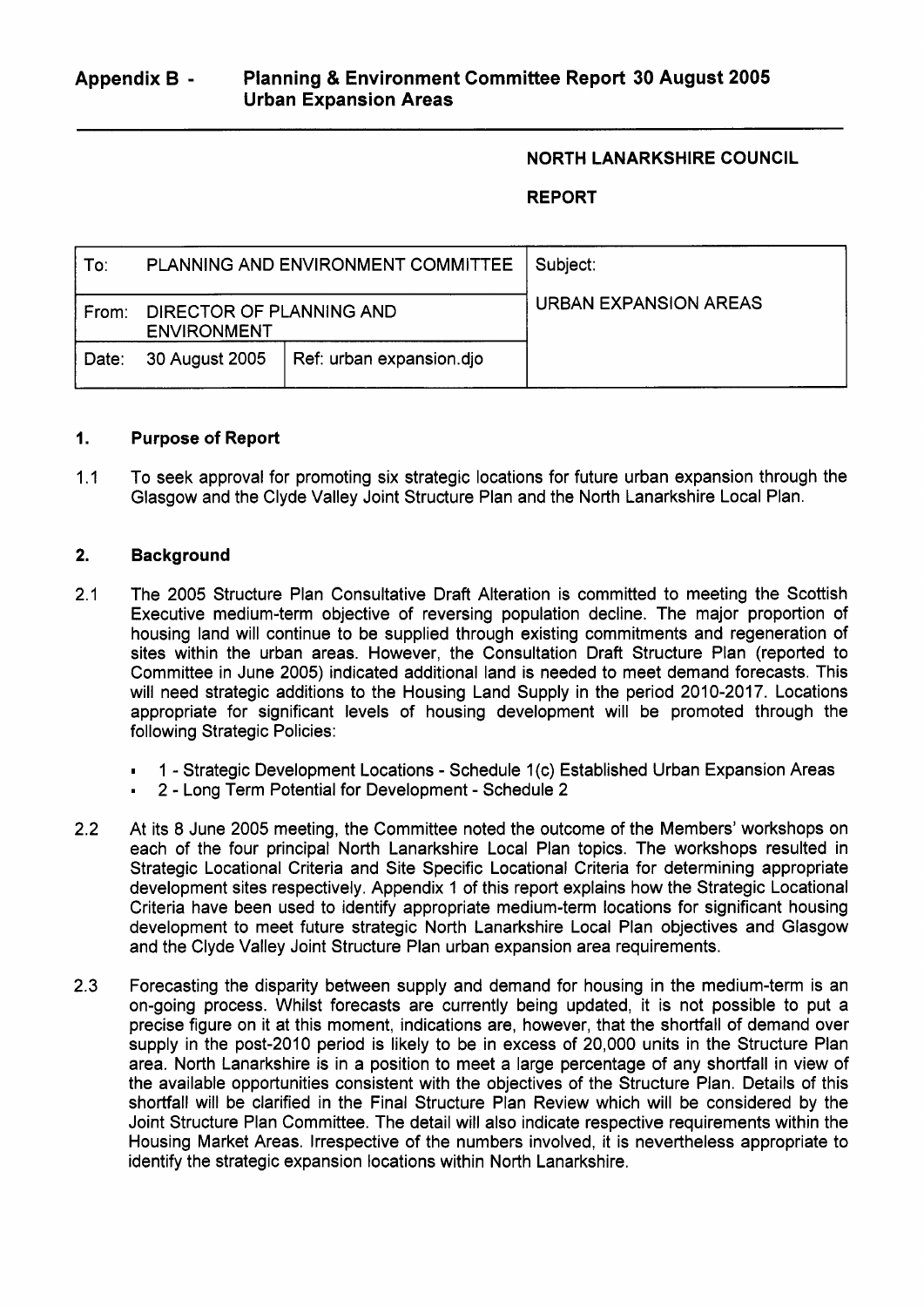## Appendix B - Planning & Environment Committee Report 30 August 2005 Urban Expansion Areas

**NORTH LANARKSHIRE COUNCIL**

**REPORT**

| To: PLANNING AND ENVIRONMENT COMMITTEE | | Subject: |
|---|---|---|
| From: DIRECTOR OF PLANNING AND ENVIRONMENT | | URBAN EXPANSION AREAS |
| Date: 30 August 2005 | Ref: urban expansion.djo | |

### 1. Purpose of Report

1.1 To seek approval for promoting six strategic locations for future urban expansion through the Glasgow and the Clyde Valley Joint Structure Plan and the North Lanarkshire Local Plan.

### 2. Background

2.1 The 2005 Structure Plan Consultative Draft Alteration is committed to meeting the Scottish Executive medium-term objective of reversing population decline. The major proportion of housing land will continue to be supplied through existing commitments and regeneration of sites within the urban areas. However, the Consultation Draft Structure Plan (reported to Committee in June 2005) indicated additional land is needed to meet demand forecasts. This will need strategic additions to the Housing Land Supply in the period 2010-2017. Locations appropriate for significant levels of housing development will be promoted through the following Strategic Policies:

- 1 - Strategic Development Locations - Schedule 1(c) Established Urban Expansion Areas
- 2 - Long Term Potential for Development - Schedule 2

2.2 At its 8 June 2005 meeting, the Committee noted the outcome of the Members' workshops on each of the four principal North Lanarkshire Local Plan topics. The workshops resulted in Strategic Locational Criteria and Site Specific Locational Criteria for determining appropriate development sites respectively. Appendix 1 of this report explains how the Strategic Locational Criteria have been used to identify appropriate medium-term locations for significant housing development to meet future strategic North Lanarkshire Local Plan objectives and Glasgow and the Clyde Valley Joint Structure Plan urban expansion area requirements.

2.3 Forecasting the disparity between supply and demand for housing in the medium-term is an on-going process. Whilst forecasts are currently being updated, it is not possible to put a precise figure on it at this moment, indications are, however, that the shortfall of demand over supply in the post-2010 period is likely to be in excess of 20,000 units in the Structure Plan area. North Lanarkshire is in a position to meet a large percentage of any shortfall in view of the available opportunities consistent with the objectives of the Structure Plan. Details of this shortfall will be clarified in the Final Structure Plan Review which will be considered by the Joint Structure Plan Committee. The detail will also indicate respective requirements within the Housing Market Areas. Irrespective of the numbers involved, it is nevertheless appropriate to identify the strategic expansion locations within North Lanarkshire.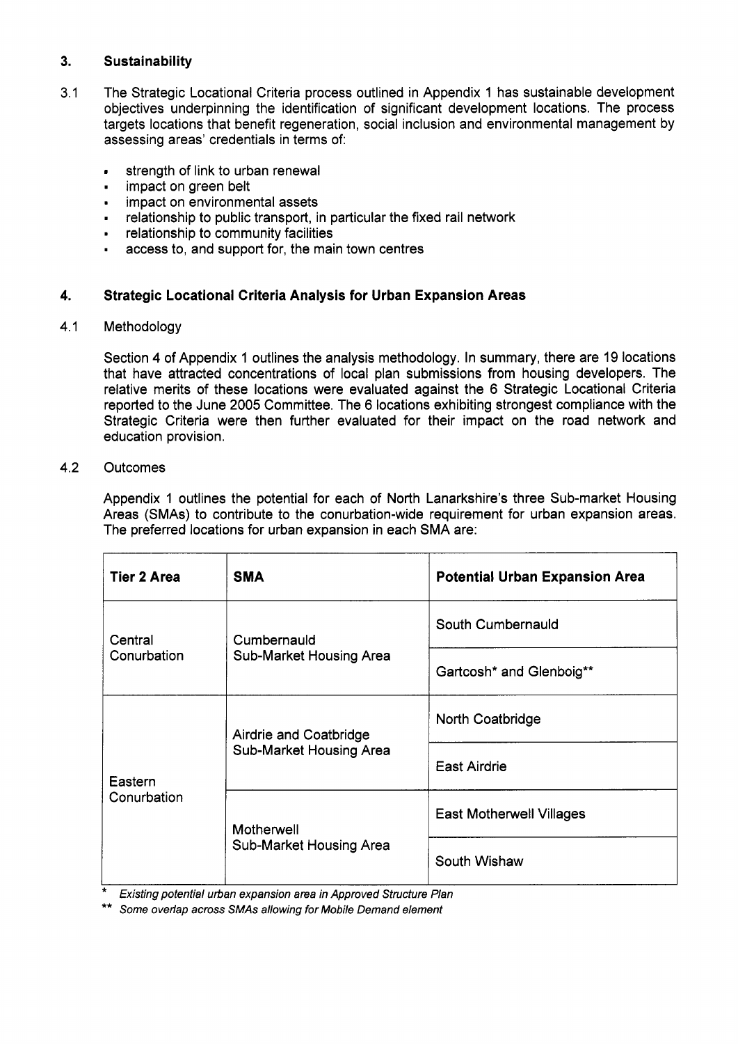## 3. Sustainability

3.1 The Strategic Locational Criteria process outlined in Appendix 1 has sustainable development objectives underpinning the identification of significant development locations. The process targets locations that benefit regeneration, social inclusion and environmental management by assessing areas' credentials in terms of:

- strength of link to urban renewal
- impact on green belt
- impact on environmental assets
- relationship to public transport, in particular the fixed rail network
- relationship to community facilities
- access to, and support for, the main town centres

## 4. Strategic Locational Criteria Analysis for Urban Expansion Areas

4.1 Methodology

Section 4 of Appendix 1 outlines the analysis methodology. In summary, there are 19 locations that have attracted concentrations of local plan submissions from housing developers. The relative merits of these locations were evaluated against the 6 Strategic Locational Criteria reported to the June 2005 Committee. The 6 locations exhibiting strongest compliance with the Strategic Criteria were then further evaluated for their impact on the road network and education provision.

4.2 Outcomes

Appendix 1 outlines the potential for each of North Lanarkshire's three Sub-market Housing Areas (SMAs) to contribute to the conurbation-wide requirement for urban expansion areas. The preferred locations for urban expansion in each SMA are:

| Tier 2 Area | SMA | Potential Urban Expansion Area |
|---|---|---|
| Central Conurbation | Cumbernauld Sub-Market Housing Area | South Cumbernauld |
| | | Gartcosh* and Glenboig** |
| Eastern Conurbation | Airdrie and Coatbridge Sub-Market Housing Area | North Coatbridge |
| | | East Airdrie |
| | Motherwell Sub-Market Housing Area | East Motherwell Villages |
| | | South Wishaw |

\* *Existing potential urban expansion area in Approved Structure Plan*

\*\* *Some overlap across SMAs allowing for Mobile Demand element*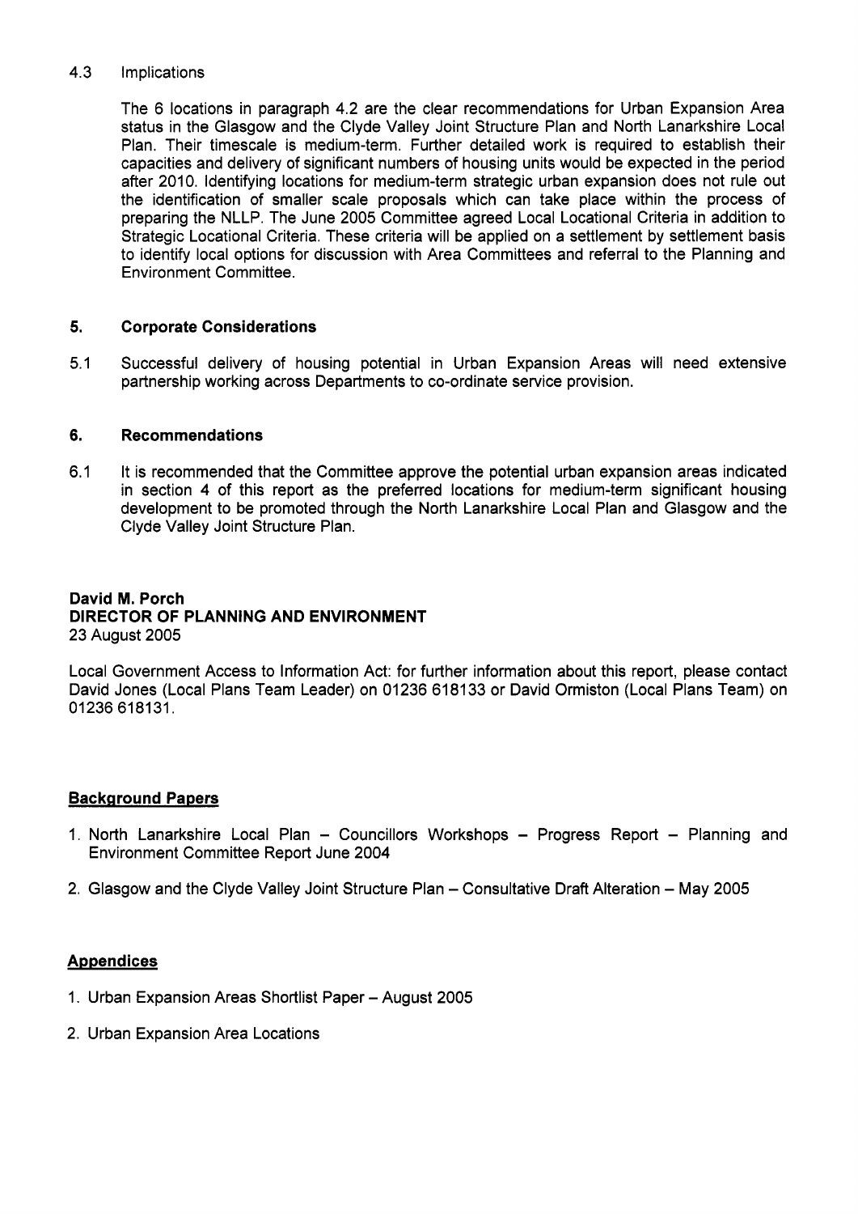### 4.3 Implications

The 6 locations in paragraph 4.2 are the clear recommendations for Urban Expansion Area status in the Glasgow and the Clyde Valley Joint Structure Plan and North Lanarkshire Local Plan. Their timescale is medium-term. Further detailed work is required to establish their capacities and delivery of significant numbers of housing units would be expected in the period after 2010. Identifying locations for medium-term strategic urban expansion does not rule out the identification of smaller scale proposals which can take place within the process of preparing the NLLP. The June 2005 Committee agreed Local Locational Criteria in addition to Strategic Locational Criteria. These criteria will be applied on a settlement by settlement basis to identify local options for discussion with Area Committees and referral to the Planning and Environment Committee.

## 5. Corporate Considerations

5.1 Successful delivery of housing potential in Urban Expansion Areas will need extensive partnership working across Departments to co-ordinate service provision.

## 6. Recommendations

6.1 It is recommended that the Committee approve the potential urban expansion areas indicated in section 4 of this report as the preferred locations for medium-term significant housing development to be promoted through the North Lanarkshire Local Plan and Glasgow and the Clyde Valley Joint Structure Plan.

**David M. Porch**
**DIRECTOR OF PLANNING AND ENVIRONMENT**
23 August 2005

Local Government Access to Information Act: for further information about this report, please contact David Jones (Local Plans Team Leader) on 01236 618133 or David Ormiston (Local Plans Team) on 01236 618131.

**Background Papers**

1. North Lanarkshire Local Plan – Councillors Workshops – Progress Report – Planning and Environment Committee Report June 2004
2. Glasgow and the Clyde Valley Joint Structure Plan – Consultative Draft Alteration – May 2005

**Appendices**

1. Urban Expansion Areas Shortlist Paper – August 2005
2. Urban Expansion Area Locations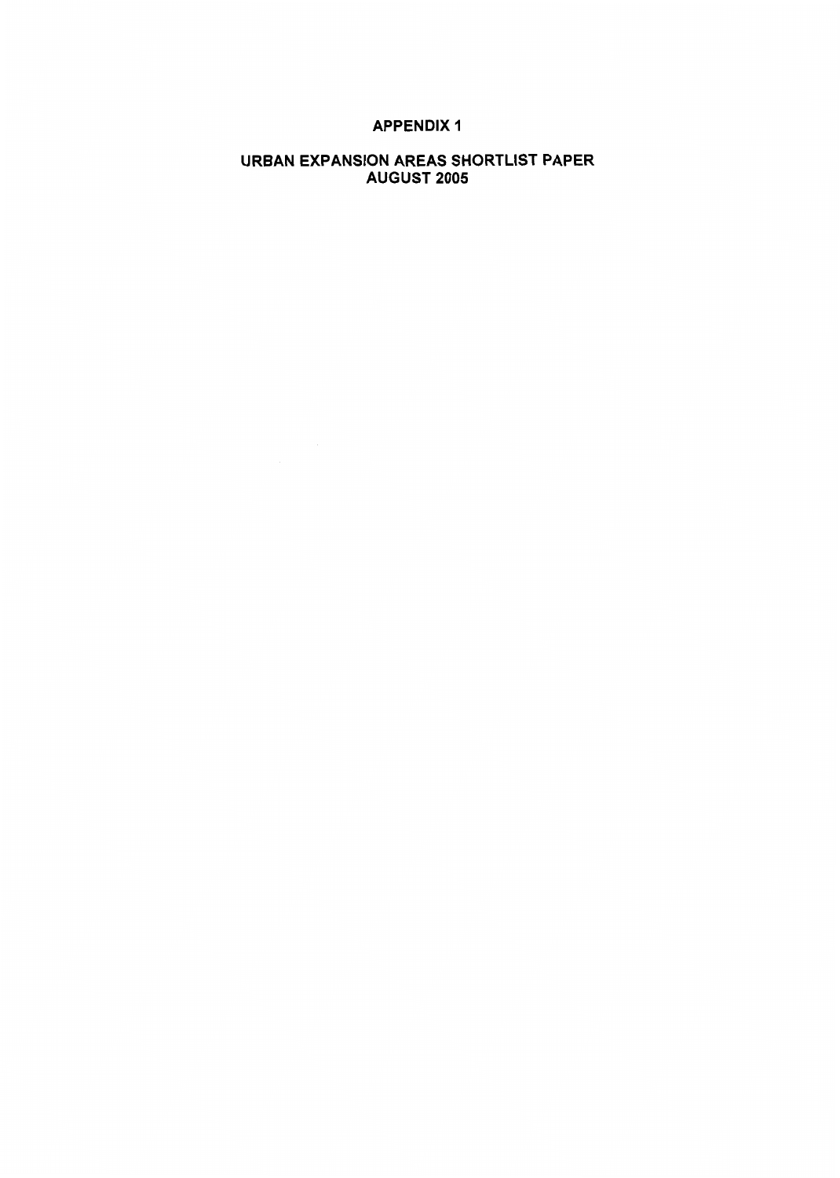# APPENDIX 1

## URBAN EXPANSION AREAS SHORTLIST PAPER
## AUGUST 2005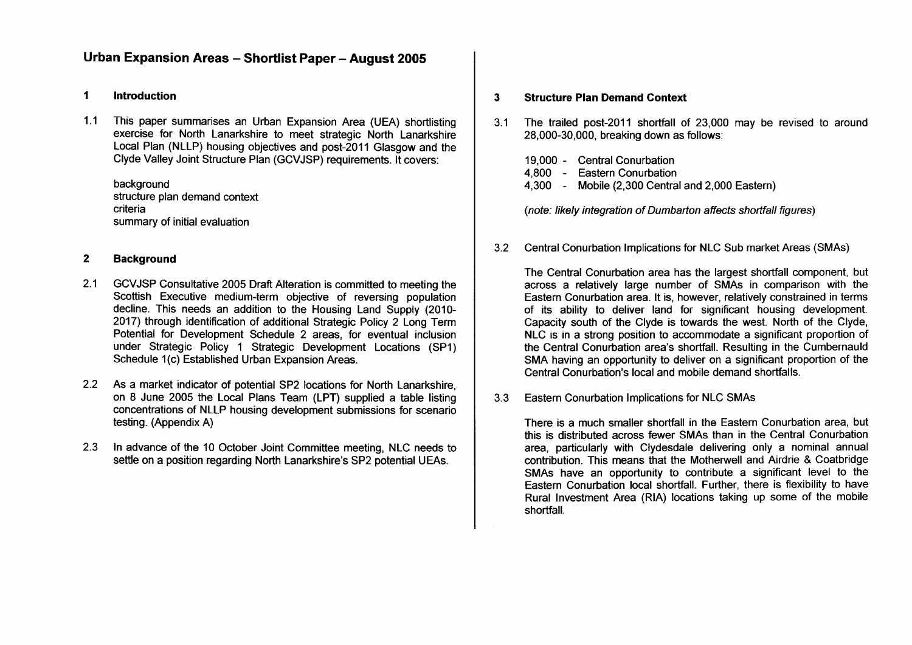# Urban Expansion Areas – Shortlist Paper – August 2005

## 1 Introduction

1.1 This paper summarises an Urban Expansion Area (UEA) shortlisting exercise for North Lanarkshire to meet strategic North Lanarkshire Local Plan (NLLP) housing objectives and post-2011 Glasgow and the Clyde Valley Joint Structure Plan (GCVJSP) requirements. It covers:

background
structure plan demand context
criteria
summary of initial evaluation

## 2 Background

2.1 GCVJSP Consultative 2005 Draft Alteration is committed to meeting the Scottish Executive medium-term objective of reversing population decline. This needs an addition to the Housing Land Supply (2010-2017) through identification of additional Strategic Policy 2 Long Term Potential for Development Schedule 2 areas, for eventual inclusion under Strategic Policy 1 Strategic Development Locations (SP1) Schedule 1(c) Established Urban Expansion Areas.

2.2 As a market indicator of potential SP2 locations for North Lanarkshire, on 8 June 2005 the Local Plans Team (LPT) supplied a table listing concentrations of NLLP housing development submissions for scenario testing. (Appendix A)

2.3 In advance of the 10 October Joint Committee meeting, NLC needs to settle on a position regarding North Lanarkshire's SP2 potential UEAs.

## 3 Structure Plan Demand Context

3.1 The trailed post-2011 shortfall of 23,000 may be revised to around 28,000-30,000, breaking down as follows:

19,000 - Central Conurbation
4,800 - Eastern Conurbation
4,300 - Mobile (2,300 Central and 2,000 Eastern)

*(note: likely integration of Dumbarton affects shortfall figures)*

3.2 Central Conurbation Implications for NLC Sub market Areas (SMAs)

The Central Conurbation area has the largest shortfall component, but across a relatively large number of SMAs in comparison with the Eastern Conurbation area. It is, however, relatively constrained in terms of its ability to deliver land for significant housing development. Capacity south of the Clyde is towards the west. North of the Clyde, NLC is in a strong position to accommodate a significant proportion of the Central Conurbation area's shortfall. Resulting in the Cumbernauld SMA having an opportunity to deliver on a significant proportion of the Central Conurbation's local and mobile demand shortfalls.

3.3 Eastern Conurbation Implications for NLC SMAs

There is a much smaller shortfall in the Eastern Conurbation area, but this is distributed across fewer SMAs than in the Central Conurbation area, particularly with Clydesdale delivering only a nominal annual contribution. This means that the Motherwell and Airdrie & Coatbridge SMAs have an opportunity to contribute a significant level to the Eastern Conurbation local shortfall. Further, there is flexibility to have Rural Investment Area (RIA) locations taking up some of the mobile shortfall.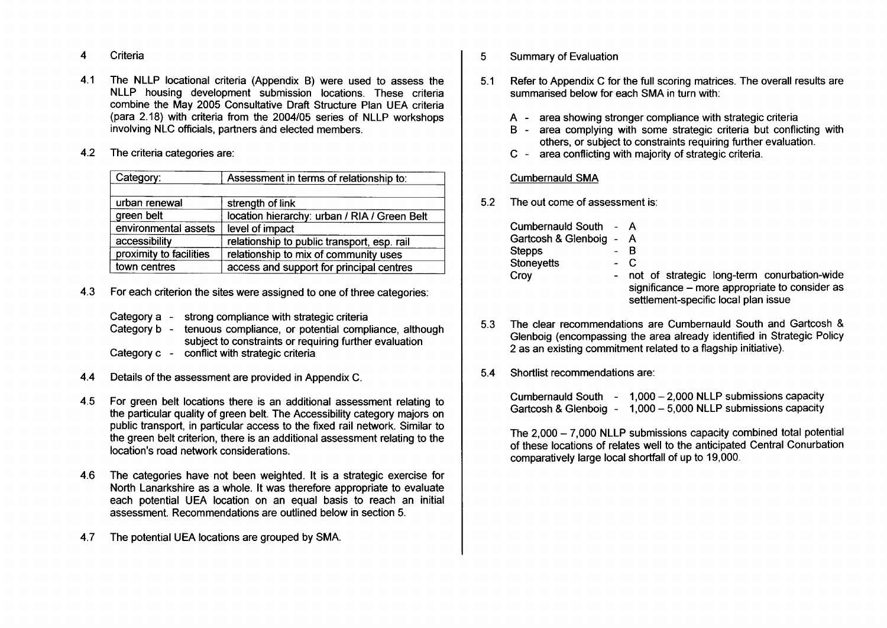## 4 Criteria

4.1 The NLLP locational criteria (Appendix B) were used to assess the NLLP housing development submission locations. These criteria combine the May 2005 Consultative Draft Structure Plan UEA criteria (para 2.18) with criteria from the 2004/05 series of NLLP workshops involving NLC officials, partners and elected members.

4.2 The criteria categories are:

| Category: | Assessment in terms of relationship to: |
|---|---|
| | |
| urban renewal | strength of link |
| green belt | location hierarchy: urban / RIA / Green Belt |
| environmental assets | level of impact |
| accessibility | relationship to public transport, esp. rail |
| proximity to facilities | relationship to mix of community uses |
| town centres | access and support for principal centres |

4.3 For each criterion the sites were assigned to one of three categories:

Category a - strong compliance with strategic criteria
Category b - tenuous compliance, or potential compliance, although subject to constraints or requiring further evaluation
Category c - conflict with strategic criteria

4.4 Details of the assessment are provided in Appendix C.

4.5 For green belt locations there is an additional assessment relating to the particular quality of green belt. The Accessibility category majors on public transport, in particular access to the fixed rail network. Similar to the green belt criterion, there is an additional assessment relating to the location's road network considerations.

4.6 The categories have not been weighted. It is a strategic exercise for North Lanarkshire as a whole. It was therefore appropriate to evaluate each potential UEA location on an equal basis to reach an initial assessment. Recommendations are outlined below in section 5.

4.7 The potential UEA locations are grouped by SMA.

## 5 Summary of Evaluation

5.1 Refer to Appendix C for the full scoring matrices. The overall results are summarised below for each SMA in turn with:

A - area showing stronger compliance with strategic criteria
B - area complying with some strategic criteria but conflicting with others, or subject to constraints requiring further evaluation.
C - area conflicting with majority of strategic criteria.

Cumbernauld SMA

5.2 The out come of assessment is:

Cumbernauld South - A
Gartcosh & Glenboig - A
Stepps - B
Stoneyetts - C
Croy - not of strategic long-term conurbation-wide significance – more appropriate to consider as settlement-specific local plan issue

5.3 The clear recommendations are Cumbernauld South and Gartcosh & Glenboig (encompassing the area already identified in Strategic Policy 2 as an existing commitment related to a flagship initiative).

5.4 Shortlist recommendations are:

Cumbernauld South - 1,000 – 2,000 NLLP submissions capacity
Gartcosh & Glenboig - 1,000 – 5,000 NLLP submissions capacity

The 2,000 – 7,000 NLLP submissions capacity combined total potential of these locations of relates well to the anticipated Central Conurbation comparatively large local shortfall of up to 19,000.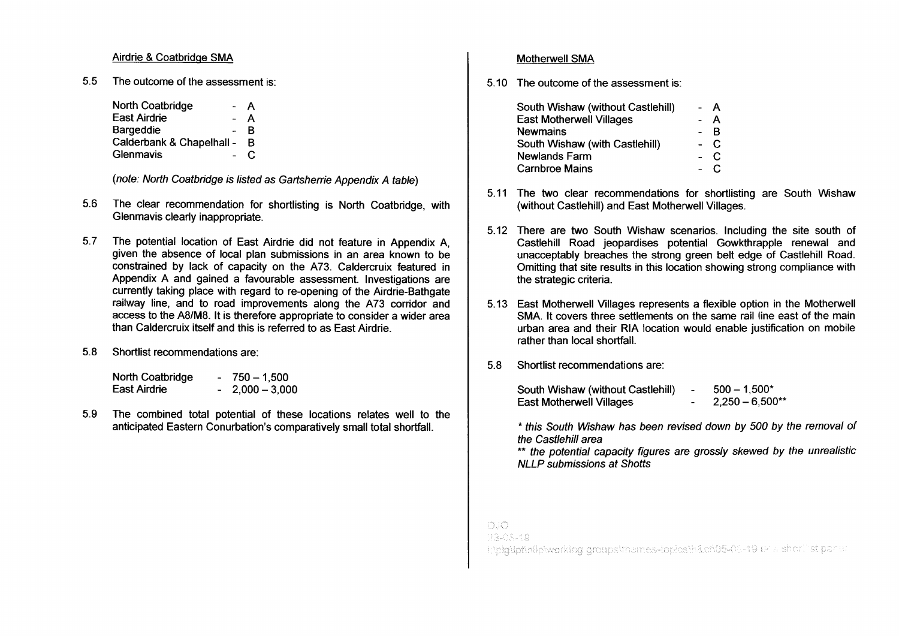<u>Airdrie & Coatbridge SMA</u>

5.5 The outcome of the assessment is:

| | | |
|---|---|---|
| North Coatbridge | - | A |
| East Airdrie | - | A |
| Bargeddie | - | B |
| Calderbank & Chapelhall | - | B |
| Glenmavis | - | C |

*(note: North Coatbridge is listed as Gartsherrie Appendix A table)*

5.6 The clear recommendation for shortlisting is North Coatbridge, with Glenmavis clearly inappropriate.

5.7 The potential location of East Airdrie did not feature in Appendix A, given the absence of local plan submissions in an area known to be constrained by lack of capacity on the A73. Caldercruix featured in Appendix A and gained a favourable assessment. Investigations are currently taking place with regard to re-opening of the Airdrie-Bathgate railway line, and to road improvements along the A73 corridor and access to the A8/M8. It is therefore appropriate to consider a wider area than Caldercruix itself and this is referred to as East Airdrie.

5.8 Shortlist recommendations are:

| | | |
|---|---|---|
| North Coatbridge | - | 750 – 1,500 |
| East Airdrie | - | 2,000 – 3,000 |

5.9 The combined total potential of these locations relates well to the anticipated Eastern Conurbation's comparatively small total shortfall.

<u>Motherwell SMA</u>

5.10 The outcome of the assessment is:

| | | |
|---|---|---|
| South Wishaw (without Castlehill) | - | A |
| East Motherwell Villages | - | A |
| Newmains | - | B |
| South Wishaw (with Castlehill) | - | C |
| Newlands Farm | - | C |
| Carnbroe Mains | - | C |

5.11 The two clear recommendations for shortlisting are South Wishaw (without Castlehill) and East Motherwell Villages.

5.12 There are two South Wishaw scenarios. Including the site south of Castlehill Road jeopardises potential Gowkthrapple renewal and unacceptably breaches the strong green belt edge of Castlehill Road. Omitting that site results in this location showing strong compliance with the strategic criteria.

5.13 East Motherwell Villages represents a flexible option in the Motherwell SMA. It covers three settlements on the same rail line east of the main urban area and their RIA location would enable justification on mobile rather than local shortfall.

5.8 Shortlist recommendations are:

| | | |
|---|---|---|
| South Wishaw (without Castlehill) | - | 500 – 1,500* |
| East Motherwell Villages | - | 2,250 – 6,500** |

*\* this South Wishaw has been revised down by 500 by the removal of the Castlehill area*

*\*\* the potential capacity figures are grossly skewed by the unrealistic NLLP submissions at Shotts*

DJO
23-05-19
i:\plg\lpt\nllp\working groups\themes-topics\h&c\05-05-19 ura shortlist paper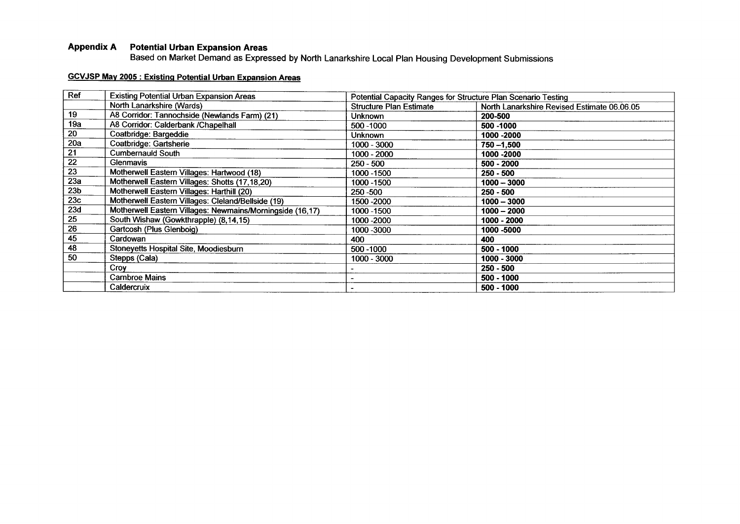## Appendix A Potential Urban Expansion Areas

Based on Market Demand as Expressed by North Lanarkshire Local Plan Housing Development Submissions

**GCVJSP May 2005 : Existing Potential Urban Expansion Areas**

| Ref | Existing Potential Urban Expansion Areas | Potential Capacity Ranges for Structure Plan Scenario Testing | |
|---|---|---|---|
| | North Lanarkshire (Wards) | Structure Plan Estimate | North Lanarkshire Revised Estimate 06.06.05 |
| 19 | A8 Corridor: Tannochside (Newlands Farm) (21) | Unknown | **200-500** |
| 19a | A8 Corridor: Calderbank /Chapelhall | 500 -1000 | **500 -1000** |
| 20 | Coatbridge: Bargeddie | Unknown | **1000 -2000** |
| 20a | Coatbridge: Gartsherie | 1000 - 3000 | **750 –1,500** |
| 21 | Cumbernauld South | 1000 - 2000 | **1000 -2000** |
| 22 | Glenmavis | 250 - 500 | **500 - 2000** |
| 23 | Motherwell Eastern Villages: Hartwood (18) | 1000 -1500 | **250 - 500** |
| 23a | Motherwell Eastern Villages: Shotts (17,18,20) | 1000 -1500 | **1000 – 3000** |
| 23b | Motherwell Eastern Villages: Harthill (20) | 250 -500 | **250 - 500** |
| 23c | Motherwell Eastern Villages: Cleland/Bellside (19) | 1500 -2000 | **1000 – 3000** |
| 23d | Motherwell Eastern Villages: Newmains/Morningside (16,17) | 1000 -1500 | **1000 – 2000** |
| 25 | South Wishaw (Gowkthrapple) (8,14,15) | 1000 -2000 | **1000 - 2000** |
| 26 | Gartcosh (Plus Glenboig) | 1000 -3000 | **1000 -5000** |
| 45 | Cardowan | 400 | **400** |
| 48 | Stoneyetts Hospital Site, Moodiesburn | 500 -1000 | **500 - 1000** |
| 50 | Stepps (Cala) | 1000 - 3000 | **1000 - 3000** |
| | Croy | - | **250 - 500** |
| | Carnbroe Mains | - | **500 - 1000** |
| | Caldercruix | - | **500 - 1000** |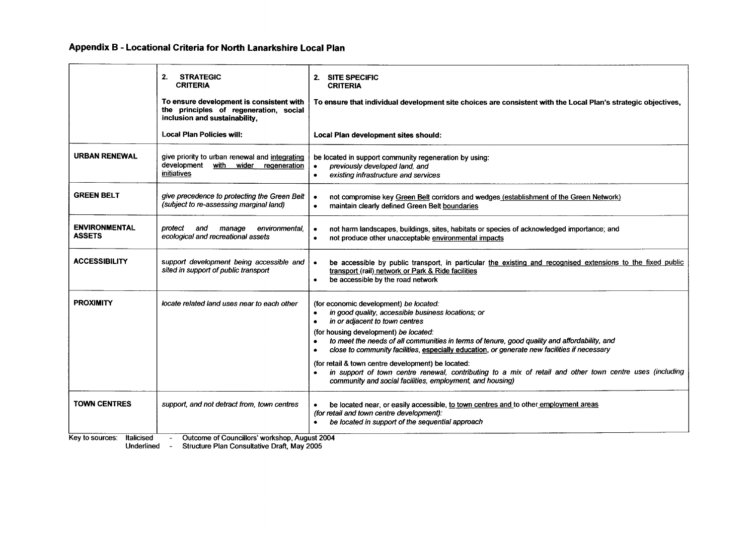## Appendix B - Locational Criteria for North Lanarkshire Local Plan

| | **2. STRATEGIC CRITERIA**<br><br>**To ensure development is consistent with the principles of regeneration, social inclusion and sustainability,**<br><br>**Local Plan Policies will:** | **2. SITE SPECIFIC CRITERIA**<br><br>**To ensure that individual development site choices are consistent with the Local Plan's strategic objectives,**<br><br>**Local Plan development sites should:** |
|---|---|---|
| **URBAN RENEWAL** | give priority to urban renewal and integrating development with wider regeneration initiatives | be located in support community regeneration by using:<br>• *previously developed land, and*<br>• *existing infrastructure and services* |
| **GREEN BELT** | *give precedence to protecting the Green Belt (subject to re-assessing marginal land)* | • not compromise key Green Belt corridors and wedges (establishment of the Green Network)<br>• maintain clearly defined Green Belt boundaries |
| **ENVIRONMENTAL ASSETS** | *protect and manage environmental, ecological and recreational assets* | • not harm landscapes, buildings, sites, habitats or species of acknowledged importance; and<br>• not produce other unacceptable environmental impacts |
| **ACCESSIBILITY** | *support development being accessible and sited in support of public transport* | • be accessible by public transport, in particular the existing and recognised extensions to the fixed public transport (rail) network or Park & Ride facilities<br>• be accessible by the road network |
| **PROXIMITY** | *locate related land uses near to each other* | (for economic development) *be located:*<br>• *in good quality, accessible business locations; or*<br>• *in or adjacent to town centres*<br>(for housing development) *be located:*<br>• *to meet the needs of all communities in terms of tenure, good quality and affordability, and*<br>• *close to community facilities, especially education, or generate new facilities if necessary*<br>(for retail & town centre development) be located:<br>• *in support of town centre renewal, contributing to a mix of retail and other town centre uses (including community and social facilities, employment, and housing)* |
| **TOWN CENTRES** | *support, and not detract from, town centres* | • be located near, or easily accessible, to town centres and to other employment areas<br>*(for retail and town centre development):*<br>• *be located in support of the sequential approach* |

Key to sources: Italicised - Outcome of Councillors' workshop, August 2004
Underlined - Structure Plan Consultative Draft, May 2005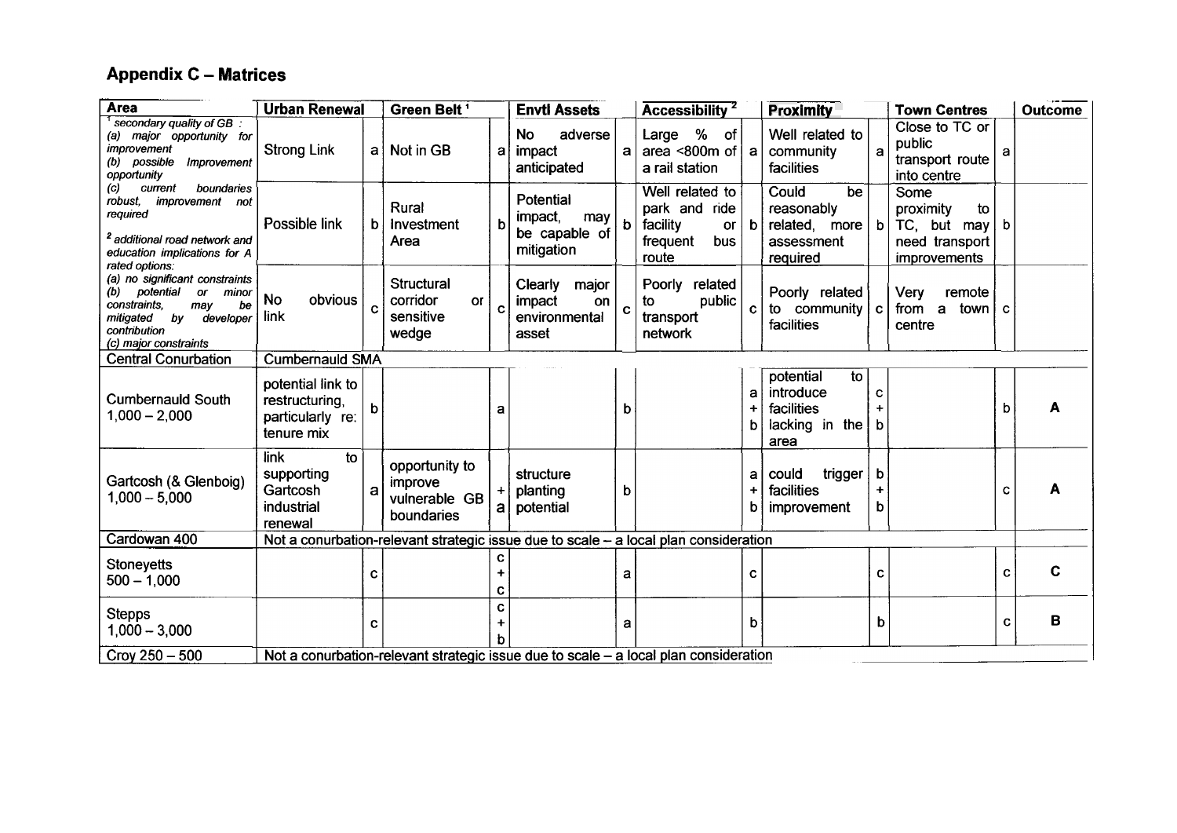## Appendix C – Matrices

| Area | Urban Renewal | | Green Belt [1] | | Envtl Assets | | Accessibility [2] | | Proximity | | Town Centres | | Outcome |
|---|---|---|---|---|---|---|---|---|---|---|---|---|---|
| [1] *secondary quality of GB : (a) major opportunity for improvement (b) possible improvement opportunity (c) current boundaries robust, improvement not required* | Strong Link | a | Not in GB | a | No adverse impact anticipated | a | Large % of area <800m of a rail station | a | Well related to community facilities | a | Close to TC or public transport route into centre | a | |
| [2] *additional road network and education implications for A rated options:* | Possible link | b | Rural Investment Area | b | Potential impact, may be capable of mitigation | b | Well related to park and ride facility or frequent bus route | b | Could be reasonably related, more assessment required | b | Some proximity to TC, but may need transport improvements | b | |
| *(a) no significant constraints (b) potential or minor constraints, may be mitigated by developer contribution (c) major constraints* | No obvious link | c | Structural corridor or sensitive wedge | c | Clearly major impact on environmental asset | c | Poorly related to public transport network | c | Poorly related to community facilities | c | Very remote from a town centre | c | |
| Central Conurbation | Cumbernauld SMA | | | | | | | | | | | | |
| Cumbernauld South 1,000 – 2,000 | potential link to restructuring, particularly re: tenure mix | b | | a | | b | | a + b | potential to introduce facilities lacking in the area | c + b | | b | **A** |
| Gartcosh (& Glenboig) 1,000 – 5,000 | link to supporting Gartcosh industrial renewal | a | opportunity to improve vulnerable GB boundaries | + a | structure planting potential | b | | a + b | could trigger facilities improvement | b + b | | c | **A** |
| Cardowan 400 | Not a conurbation-relevant strategic issue due to scale – a local plan consideration | | | | | | | | | | | | |
| Stoneyetts 500 – 1,000 | | c | | c + c | | a | | c | | c | | c | **C** |
| Stepps 1,000 – 3,000 | | c | | c + b | | a | | b | | b | | c | **B** |
| Croy 250 – 500 | Not a conurbation-relevant strategic issue due to scale – a local plan consideration | | | | | | | | | | | | |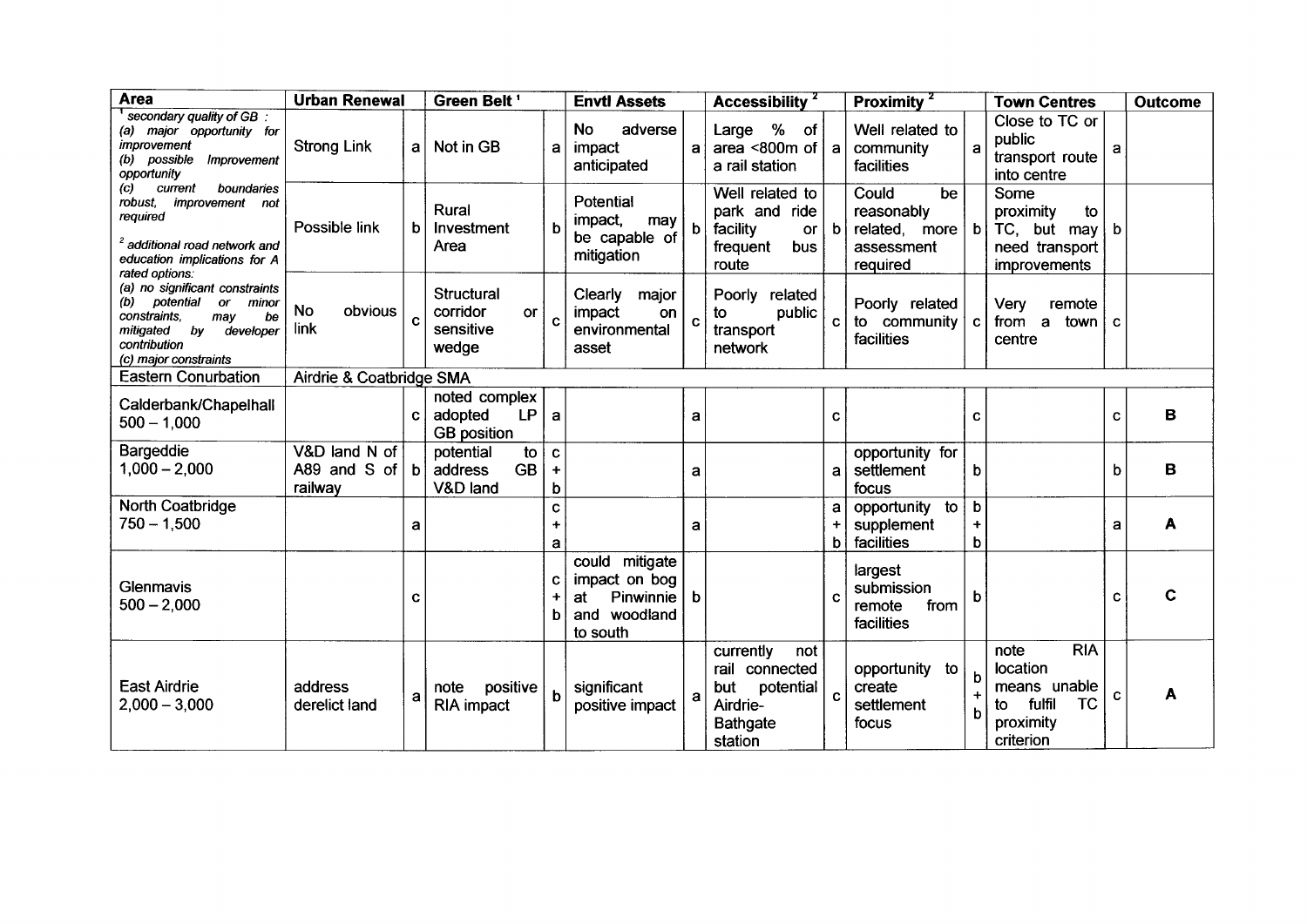| Area | Urban Renewal | | Green Belt [1] | | Envtl Assets | | Accessibility [2] | | Proximity [2] | | Town Centres | | Outcome |
|---|---|---|---|---|---|---|---|---|---|---|---|---|---|
| [1] *secondary quality of GB : (a) major opportunity for improvement (b) possible Improvement opportunity (c) current boundaries robust, improvement not required* | Strong Link | a | Not in GB | a | No adverse impact anticipated | a | Large % of area <800m of a rail station | a | Well related to community facilities | a | Close to TC or public transport route into centre | a | |
| [2] *additional road network and education implications for A rated options: (a) no significant constraints (b) potential or minor constraints, may be mitigated by developer contribution (c) major constraints* | Possible link | b | Rural Investment Area | b | Potential impact, may be capable of mitigation | b | Well related to park and ride facility or frequent bus route | b | Could be reasonably related, more assessment required | b | Some proximity to TC, but may need transport improvements | b | |
| | No obvious link | c | Structural corridor or sensitive wedge | c | Clearly major impact on environmental asset | c | Poorly related to public transport network | c | Poorly related to community facilities | c | Very remote from a town centre | c | |
| Eastern Conurbation | Airdrie & Coatbridge SMA | | | | | | | | | | | | |
| Calderbank/Chapelhall 500 – 1,000 | | c | noted complex adopted LP GB position | a | | a | | c | | c | | c | **B** |
| Bargeddie 1,000 – 2,000 | V&D land N of A89 and S of railway | b | potential to address GB V&D land | c + b | | a | | a | opportunity for settlement focus | b | | b | **B** |
| North Coatbridge 750 – 1,500 | | a | | c + a | | a | | a + b | opportunity to supplement facilities | b + b | | a | **A** |
| Glenmavis 500 – 2,000 | | c | | c + b | could mitigate impact on bog at Pinwinnie and woodland to south | b | | c | largest submission remote from facilities | b | | c | **C** |
| East Airdrie 2,000 – 3,000 | address derelict land | a | note positive RIA impact | b | significant positive impact | a | currently not rail connected but potential Airdrie-Bathgate station | c | opportunity to create settlement focus | b + b | note RIA location means unable to fulfil TC proximity criterion | c | **A** |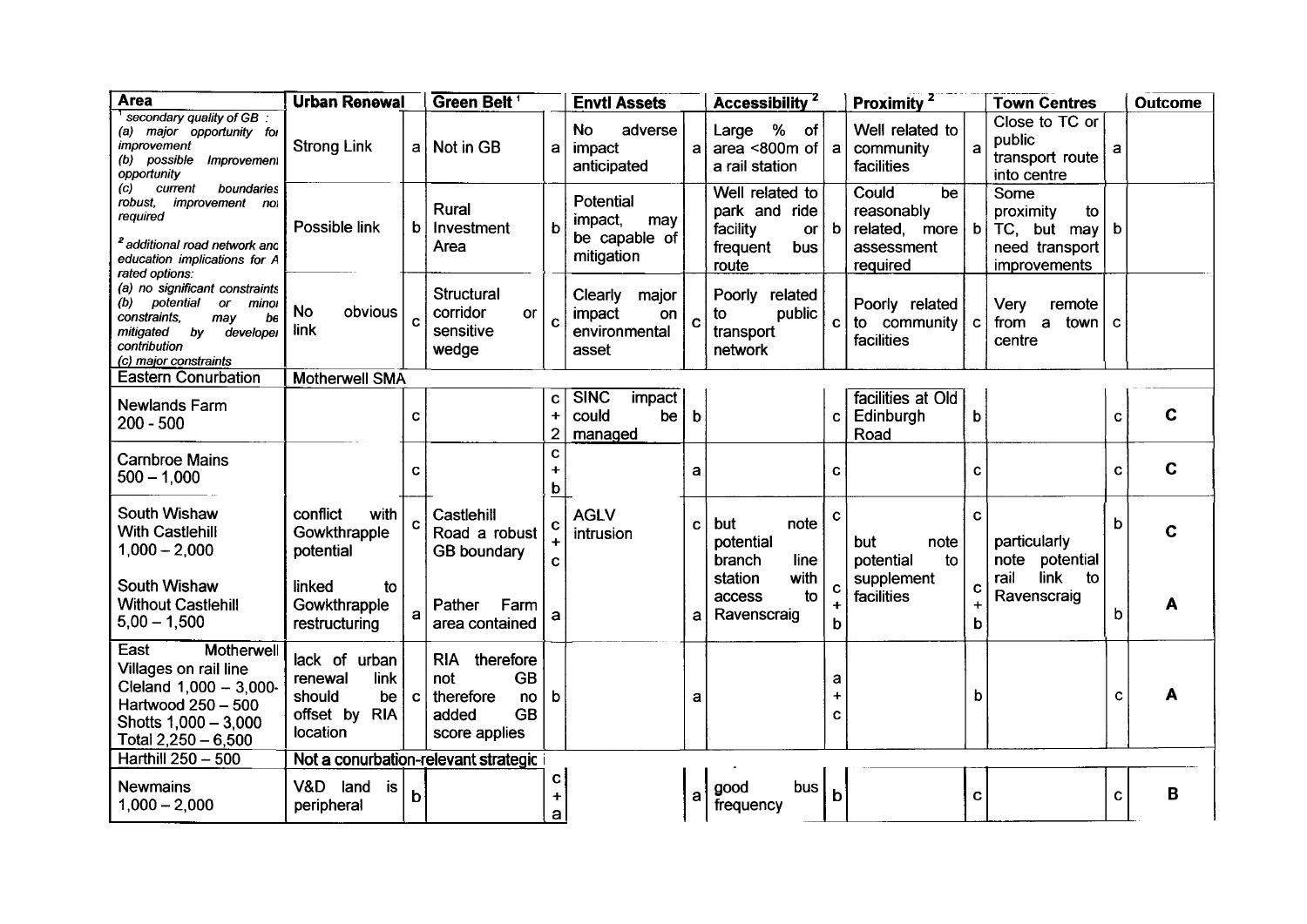| Area | Urban Renewal | | Green Belt [1] | | Envtl Assets | | Accessibility [2] | | Proximity [2] | | Town Centres | | Outcome |
|---|---|---|---|---|---|---|---|---|---|---|---|---|---|
| [1] *secondary quality of GB : (a) major opportunity for improvement (b) possible Improvement opportunity (c) current boundaries robust, improvement not required* [2] *additional road network and education implications for A rated options: (a) no significant constraints (b) potential or minor constraints, may be mitigated by developer contribution (c) major constraints* | Strong Link | a | Not in GB | a | No adverse impact anticipated | a | Large % of area <800m of a rail station | a | Well related to community facilities | a | Close to TC or public transport route into centre | a | |
| | Possible link | b | Rural Investment Area | b | Potential impact, may be capable of mitigation | b | Well related to park and ride facility or frequent bus route | b | Could be reasonably related, more assessment required | b | Some proximity to TC, but may need transport improvements | b | |
| | No obvious link | c | Structural corridor or sensitive wedge | c | Clearly major impact on environmental asset | c | Poorly related to public transport network | c | Poorly related to community facilities | c | Very remote from a town centre | c | |
| Eastern Conurbation | Motherwell SMA | | | | | | | | | | | | |
| Newlands Farm 200 - 500 | | c | | c + 2 | SINC impact could be managed | b | | c | facilities at Old Edinburgh Road | b | | c | **C** |
| Carnbroe Mains 500 – 1,000 | | c | | c + b | | a | | c | | c | | c | **C** |
| South Wishaw With Castlehill 1,000 – 2,000 | conflict with Gowkthrapple potential | c | Castlehill Road a robust GB boundary | c + c | AGLV intrusion | c | but note potential branch line station with access to Ravenscraig | c | but note potential to supplement facilities | c | particularly note potential rail link to Ravenscraig | b | **C** |
| South Wishaw Without Castlehill 5,00 – 1,500 | linked to Gowkthrapple restructuring | a | Pather Farm area contained | a | | a | | c + b | | c + b | | b | **A** |
| East Motherwell Villages on rail line Cleland 1,000 – 3,000 Hartwood 250 – 500 Shotts 1,000 – 3,000 Total 2,250 – 6,500 | lack of urban renewal link should be offset by RIA location | c | RIA therefore not GB therefore no added GB score applies | b | | a | | a + c | | b | | c | **A** |
| Harthill 250 – 500 | Not a conurbation-relevant strategic | | | | | | | | | | | | |
| Newmains 1,000 – 2,000 | V&D land is peripheral | b | | c + a | | a | good bus frequency | b | | c | | c | **B** |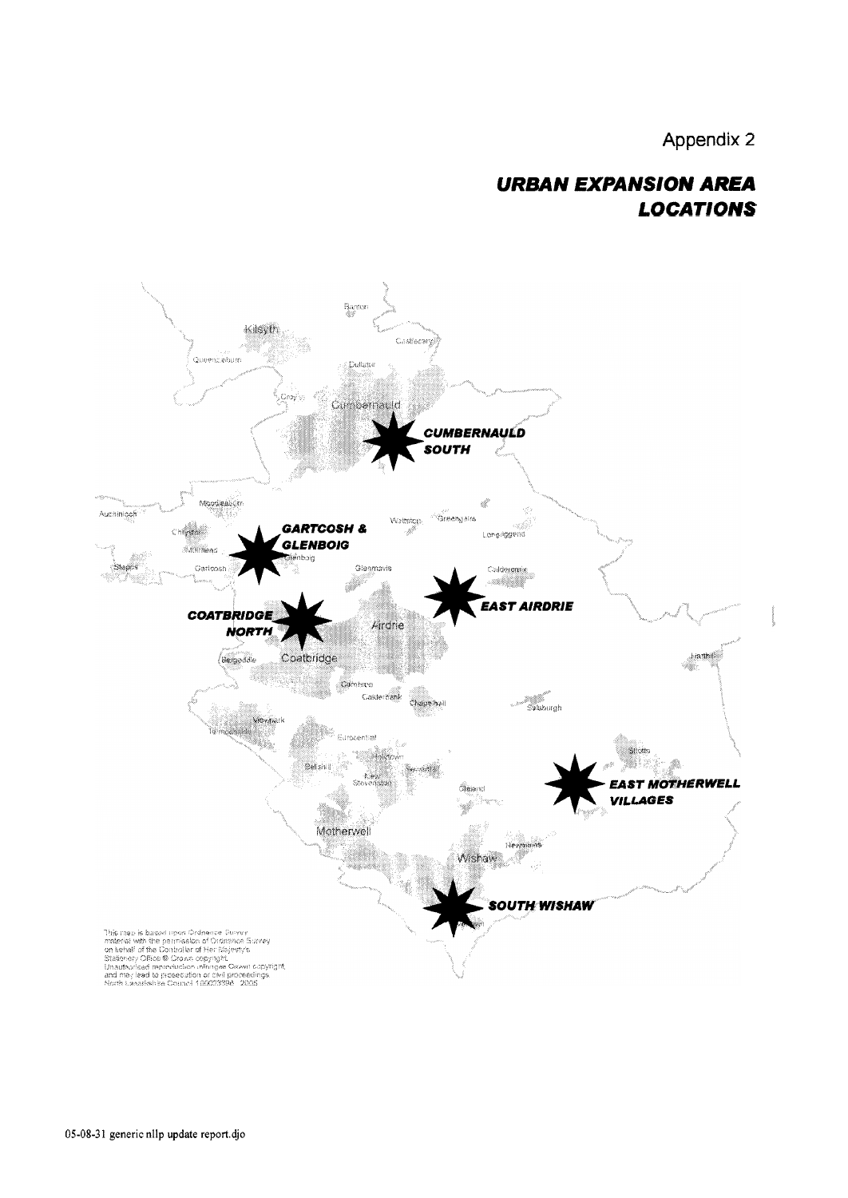Appendix 2

# *URBAN EXPANSION AREA LOCATIONS*

CUMBERNAULD SOUTH

GARTCOSH & GLENBOIG

EAST AIRDRIE

COATBRIDGE NORTH

EAST MOTHERWELL VILLAGES

SOUTH WISHAW

This map is based upon Ordnance Survey material with the permission of Ordnance Survey on behalf of the Controller of Her Majesty's Stationery Office © Crown copyright. Unauthorised reproduction infringes Crown copyright and may lead to prosecution or civil proceedings. North Lanarkshire Council 100023396 2005

05-08-31 generic nllp update report.djo